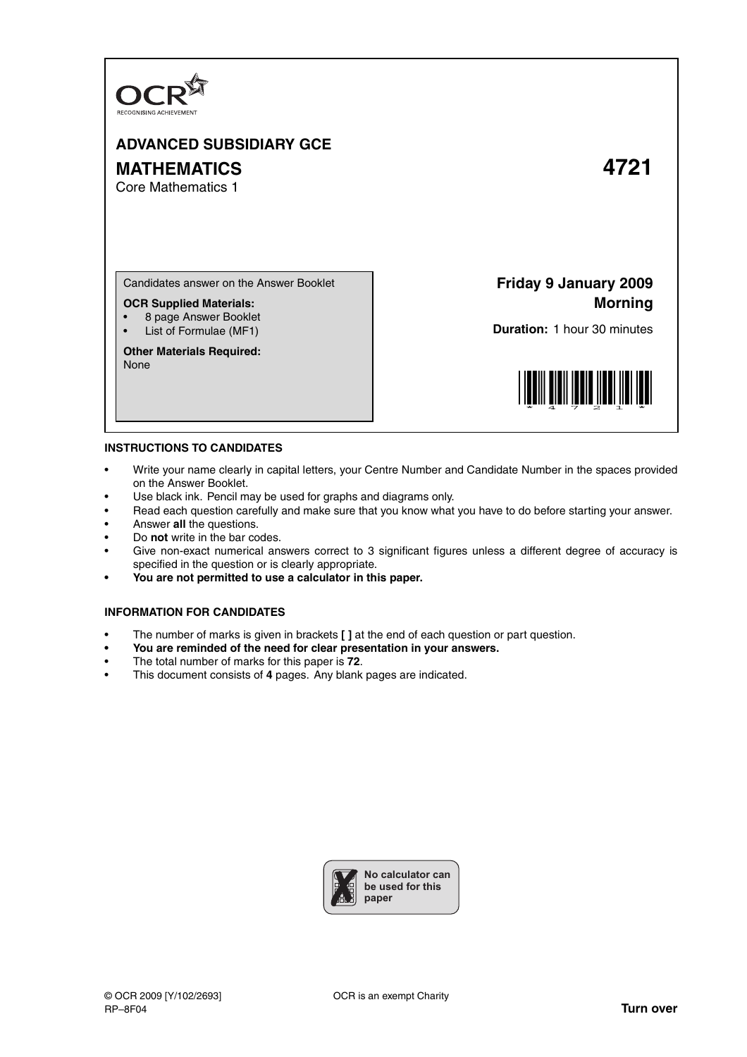OCR
RECOGNISING ACHIEVEMENT

# ADVANCED SUBSIDIARY GCE

# MATHEMATICS **4721**

Core Mathematics 1

Candidates answer on the Answer Booklet

**OCR Supplied Materials:**
- 8 page Answer Booklet
- List of Formulae (MF1)

**Other Materials Required:**
None

**Friday 9 January 2009**
**Morning**

**Duration:** 1 hour 30 minutes

## INSTRUCTIONS TO CANDIDATES

- Write your name clearly in capital letters, your Centre Number and Candidate Number in the spaces provided on the Answer Booklet.
- Use black ink. Pencil may be used for graphs and diagrams only.
- Read each question carefully and make sure that you know what you have to do before starting your answer.
- Answer **all** the questions.
- Do **not** write in the bar codes.
- Give non-exact numerical answers correct to 3 significant figures unless a different degree of accuracy is specified in the question or is clearly appropriate.
- **You are not permitted to use a calculator in this paper.**

## INFORMATION FOR CANDIDATES

- The number of marks is given in brackets **[ ]** at the end of each question or part question.
- **You are reminded of the need for clear presentation in your answers.**
- The total number of marks for this paper is **72**.
- This document consists of **4** pages. Any blank pages are indicated.

**No calculator can be used for this paper**

© OCR 2009 [Y/102/2693]
RP–8F04

OCR is an exempt Charity

**Turn over**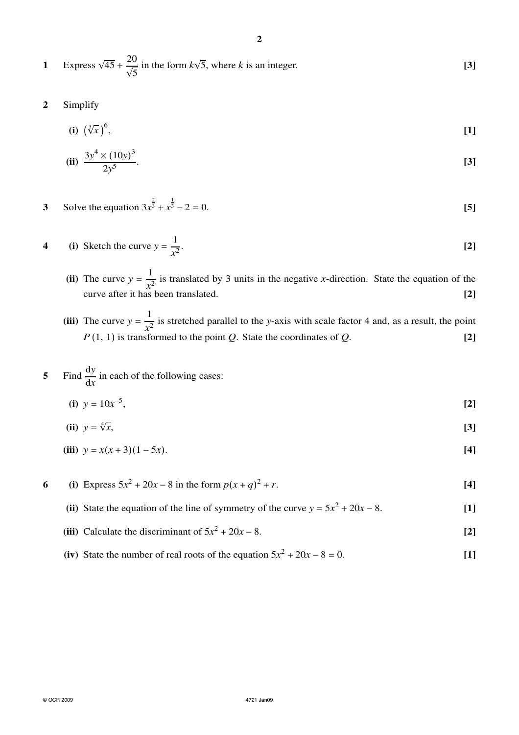**1** Express $\sqrt{45} + \dfrac{20}{\sqrt{5}}$ in the form $k\sqrt{5}$, where $k$ is an integer. **[3]**

**2** Simplify

**(i)** $\left(\sqrt[3]{x}\right)^6$, **[1]**

**(ii)** $\dfrac{3y^4 \times (10y)^3}{2y^5}$. **[3]**

**3** Solve the equation $3x^{\frac{2}{3}} + x^{\frac{1}{3}} - 2 = 0$. **[5]**

**4** **(i)** Sketch the curve $y = \dfrac{1}{x^2}$. **[2]**

**(ii)** The curve $y = \dfrac{1}{x^2}$ is translated by 3 units in the negative $x$-direction. State the equation of the curve after it has been translated. **[2]**

**(iii)** The curve $y = \dfrac{1}{x^2}$ is stretched parallel to the $y$-axis with scale factor 4 and, as a result, the point $P\,(1, 1)$ is transformed to the point $Q$. State the coordinates of $Q$. **[2]**

**5** Find $\dfrac{dy}{dx}$ in each of the following cases:

**(i)** $y = 10x^{-5}$, **[2]**

**(ii)** $y = \sqrt[4]{x}$, **[3]**

**(iii)** $y = x(x+3)(1-5x)$. **[4]**

**6** **(i)** Express $5x^2 + 20x - 8$ in the form $p(x+q)^2 + r$. **[4]**

**(ii)** State the equation of the line of symmetry of the curve $y = 5x^2 + 20x - 8$. **[1]**

**(iii)** Calculate the discriminant of $5x^2 + 20x - 8$. **[2]**

**(iv)** State the number of real roots of the equation $5x^2 + 20x - 8 = 0$. **[1]**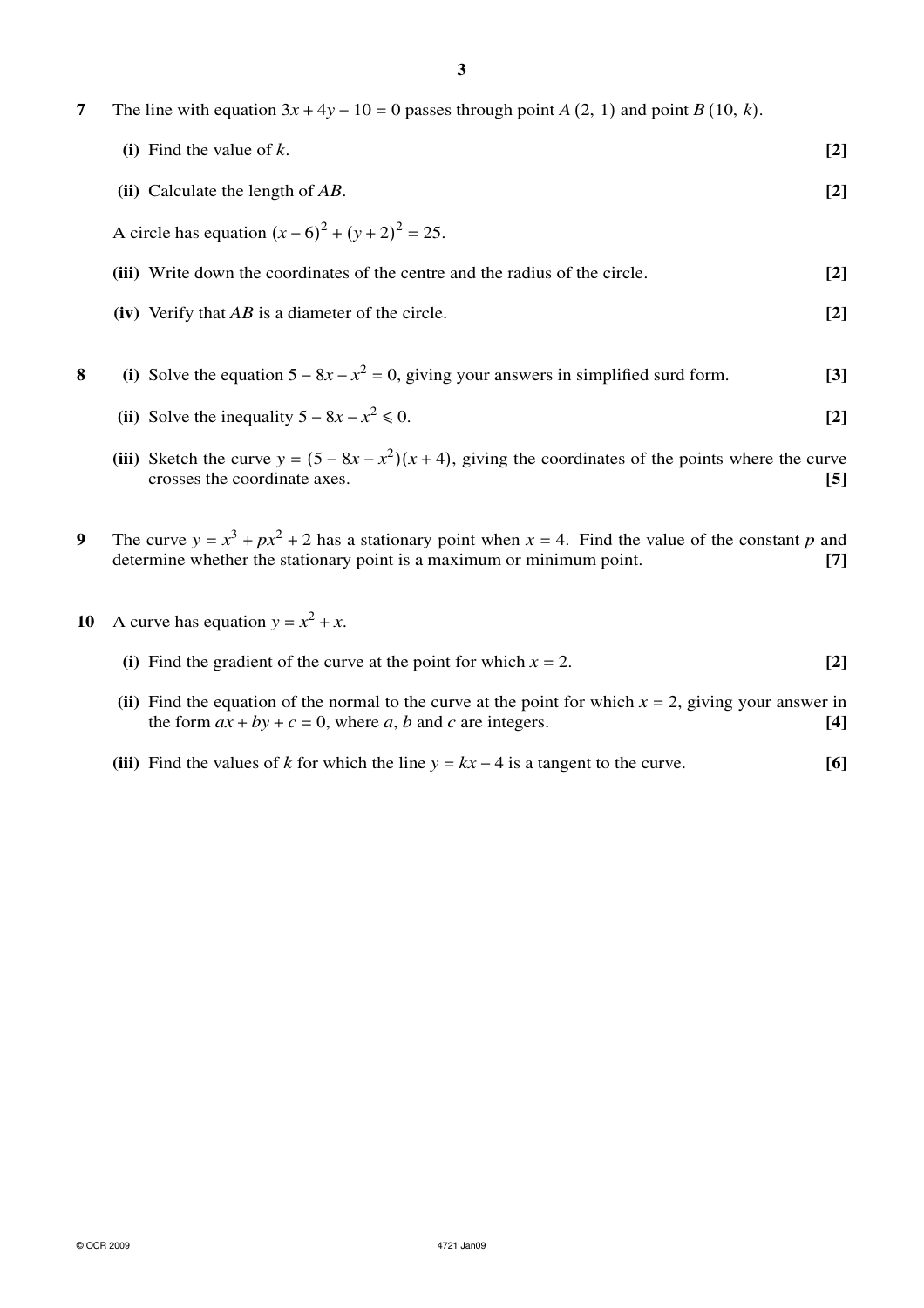**7** The line with equation $3x + 4y - 10 = 0$ passes through point $A\ (2,\ 1)$ and point $B\ (10,\ k)$.

**(i)** Find the value of $k$. **[2]**

**(ii)** Calculate the length of $AB$. **[2]**

A circle has equation $(x - 6)^2 + (y + 2)^2 = 25$.

**(iii)** Write down the coordinates of the centre and the radius of the circle. **[2]**

**(iv)** Verify that $AB$ is a diameter of the circle. **[2]**

**8** **(i)** Solve the equation $5 - 8x - x^2 = 0$, giving your answers in simplified surd form. **[3]**

**(ii)** Solve the inequality $5 - 8x - x^2 \leqslant 0$. **[2]**

**(iii)** Sketch the curve $y = (5 - 8x - x^2)(x + 4)$, giving the coordinates of the points where the curve crosses the coordinate axes. **[5]**

**9** The curve $y = x^3 + px^2 + 2$ has a stationary point when $x = 4$. Find the value of the constant $p$ and determine whether the stationary point is a maximum or minimum point. **[7]**

**10** A curve has equation $y = x^2 + x$.

**(i)** Find the gradient of the curve at the point for which $x = 2$. **[2]**

**(ii)** Find the equation of the normal to the curve at the point for which $x = 2$, giving your answer in the form $ax + by + c = 0$, where $a$, $b$ and $c$ are integers. **[4]**

**(iii)** Find the values of $k$ for which the line $y = kx - 4$ is a tangent to the curve. **[6]**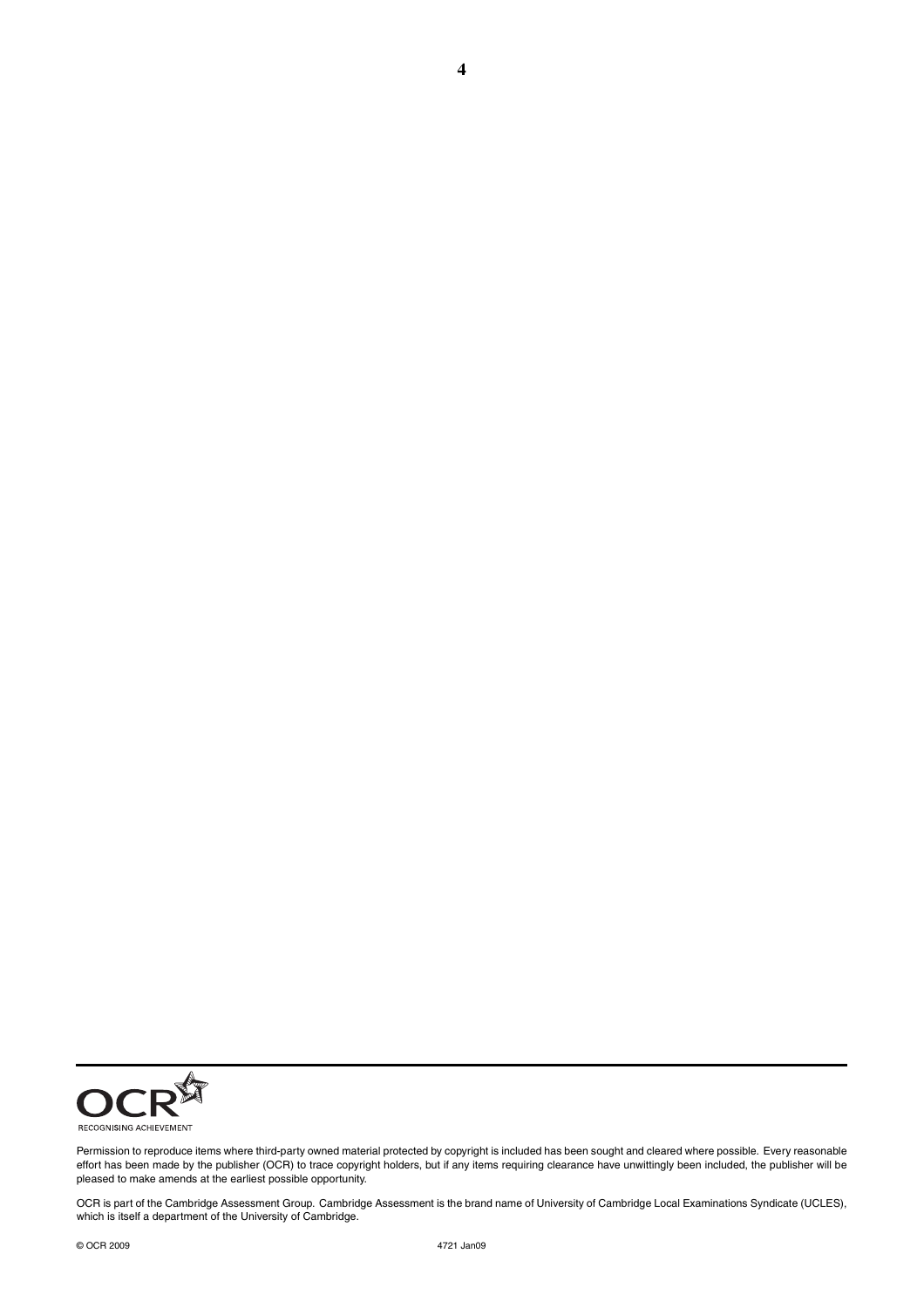Permission to reproduce items where third-party owned material protected by copyright is included has been sought and cleared where possible. Every reasonable effort has been made by the publisher (OCR) to trace copyright holders, but if any items requiring clearance have unwittingly been included, the publisher will be pleased to make amends at the earliest possible opportunity.

OCR is part of the Cambridge Assessment Group. Cambridge Assessment is the brand name of University of Cambridge Local Examinations Syndicate (UCLES), which is itself a department of the University of Cambridge.